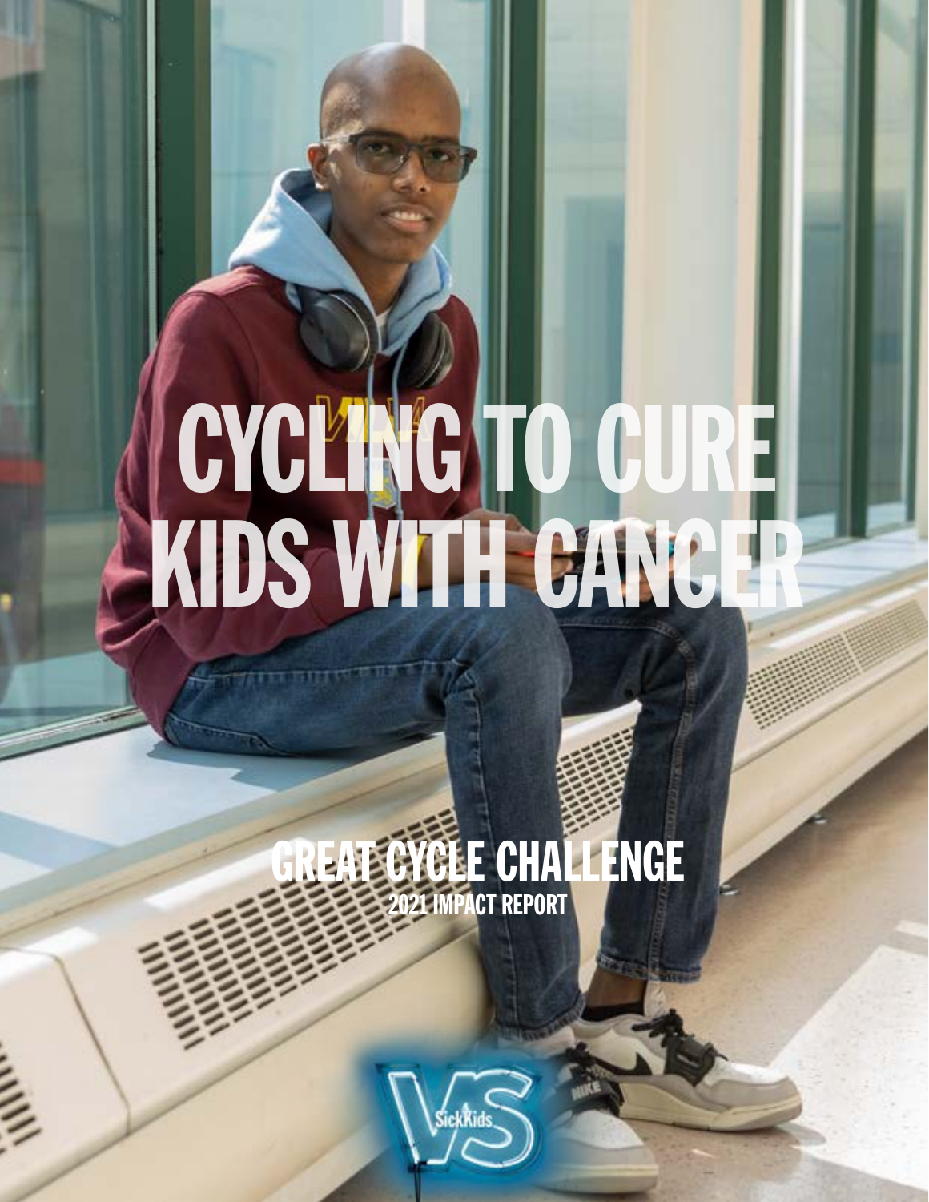# CYCLING TO CURE KIDS WITH CANCER

## GREAT CYCLE CHALLENGE

### 2021 IMPACT REPORT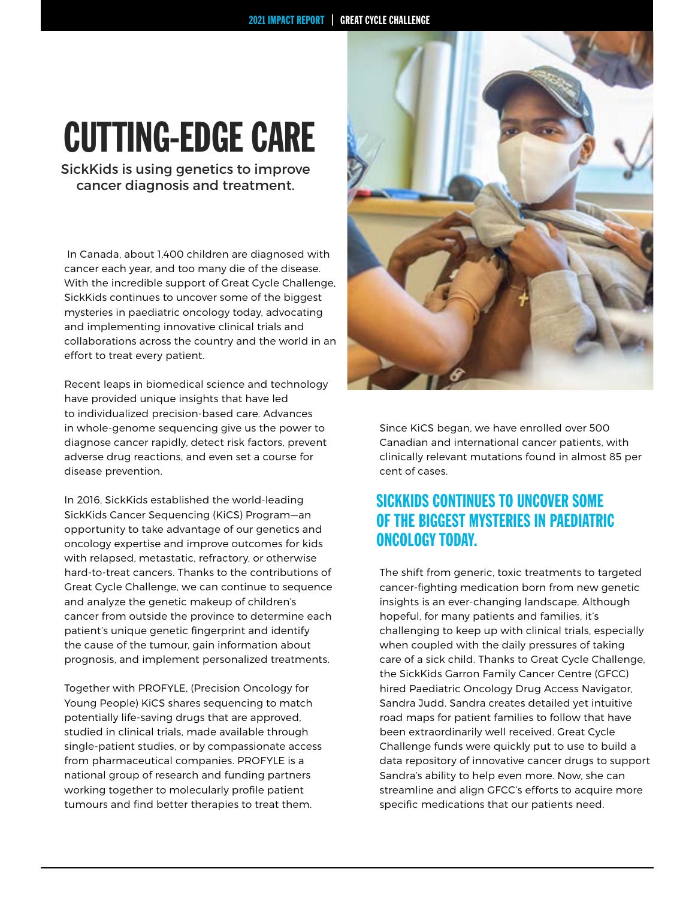# CUTTING-EDGE CARE

SickKids is using genetics to improve cancer diagnosis and treatment.

In Canada, about 1,400 children are diagnosed with cancer each year, and too many die of the disease. With the incredible support of Great Cycle Challenge, SickKids continues to uncover some of the biggest mysteries in paediatric oncology today, advocating and implementing innovative clinical trials and collaborations across the country and the world in an effort to treat every patient.

Recent leaps in biomedical science and technology have provided unique insights that have led to individualized precision-based care. Advances in whole-genome sequencing give us the power to diagnose cancer rapidly, detect risk factors, prevent adverse drug reactions, and even set a course for disease prevention.

In 2016, SickKids established the world-leading SickKids Cancer Sequencing (KiCS) Program—an opportunity to take advantage of our genetics and oncology expertise and improve outcomes for kids with relapsed, metastatic, refractory, or otherwise hard-to-treat cancers. Thanks to the contributions of Great Cycle Challenge, we can continue to sequence and analyze the genetic makeup of children's cancer from outside the province to determine each patient's unique genetic fingerprint and identify the cause of the tumour, gain information about prognosis, and implement personalized treatments.

Together with PROFYLE, (Precision Oncology for Young People) KiCS shares sequencing to match potentially life-saving drugs that are approved, studied in clinical trials, made available through single-patient studies, or by compassionate access from pharmaceutical companies. PROFYLE is a national group of research and funding partners working together to molecularly profile patient tumours and find better therapies to treat them.

Since KiCS began, we have enrolled over 500 Canadian and international cancer patients, with clinically relevant mutations found in almost 85 per cent of cases.

## SICKKIDS CONTINUES TO UNCOVER SOME OF THE BIGGEST MYSTERIES IN PAEDIATRIC ONCOLOGY TODAY.

The shift from generic, toxic treatments to targeted cancer-fighting medication born from new genetic insights is an ever-changing landscape. Although hopeful, for many patients and families, it's challenging to keep up with clinical trials, especially when coupled with the daily pressures of taking care of a sick child. Thanks to Great Cycle Challenge, the SickKids Garron Family Cancer Centre (GFCC) hired Paediatric Oncology Drug Access Navigator, Sandra Judd. Sandra creates detailed yet intuitive road maps for patient families to follow that have been extraordinarily well received. Great Cycle Challenge funds were quickly put to use to build a data repository of innovative cancer drugs to support Sandra's ability to help even more. Now, she can streamline and align GFCC's efforts to acquire more specific medications that our patients need.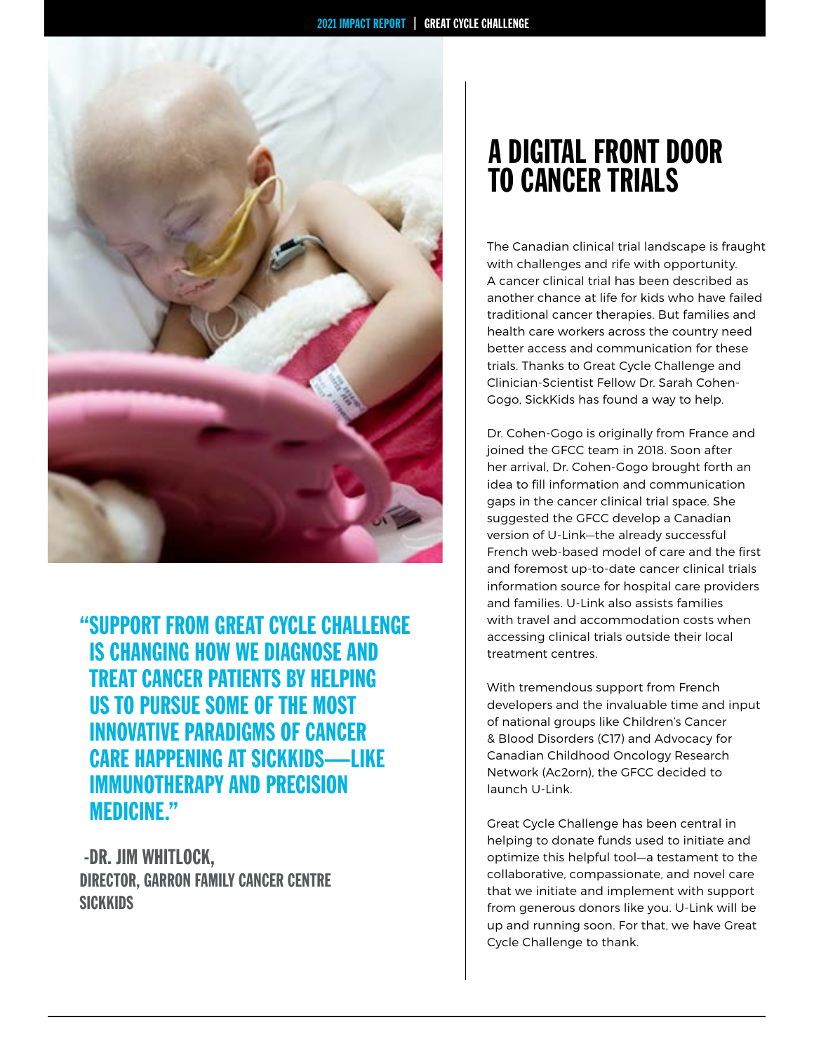# A DIGITAL FRONT DOOR TO CANCER TRIALS

The Canadian clinical trial landscape is fraught with challenges and rife with opportunity. A cancer clinical trial has been described as another chance at life for kids who have failed traditional cancer therapies. But families and health care workers across the country need better access and communication for these trials. Thanks to Great Cycle Challenge and Clinician-Scientist Fellow Dr. Sarah Cohen-Gogo, SickKids has found a way to help.

Dr. Cohen-Gogo is originally from France and joined the GFCC team in 2018. Soon after her arrival, Dr. Cohen-Gogo brought forth an idea to fill information and communication gaps in the cancer clinical trial space. She suggested the GFCC develop a Canadian version of U-Link—the already successful French web-based model of care and the first and foremost up-to-date cancer clinical trials information source for hospital care providers and families. U-Link also assists families with travel and accommodation costs when accessing clinical trials outside their local treatment centres.

With tremendous support from French developers and the invaluable time and input of national groups like Children's Cancer & Blood Disorders (C17) and Advocacy for Canadian Childhood Oncology Research Network (Ac2orn), the GFCC decided to launch U-Link.

Great Cycle Challenge has been central in helping to donate funds used to initiate and optimize this helpful tool—a testament to the collaborative, compassionate, and novel care that we initiate and implement with support from generous donors like you. U-Link will be up and running soon. For that, we have Great Cycle Challenge to thank.

**"SUPPORT FROM GREAT CYCLE CHALLENGE IS CHANGING HOW WE DIAGNOSE AND TREAT CANCER PATIENTS BY HELPING US TO PURSUE SOME OF THE MOST INNOVATIVE PARADIGMS OF CANCER CARE HAPPENING AT SICKKIDS—LIKE IMMUNOTHERAPY AND PRECISION MEDICINE."**

**-DR. JIM WHITLOCK,**
**DIRECTOR, GARRON FAMILY CANCER CENTRE**
**SICKKIDS**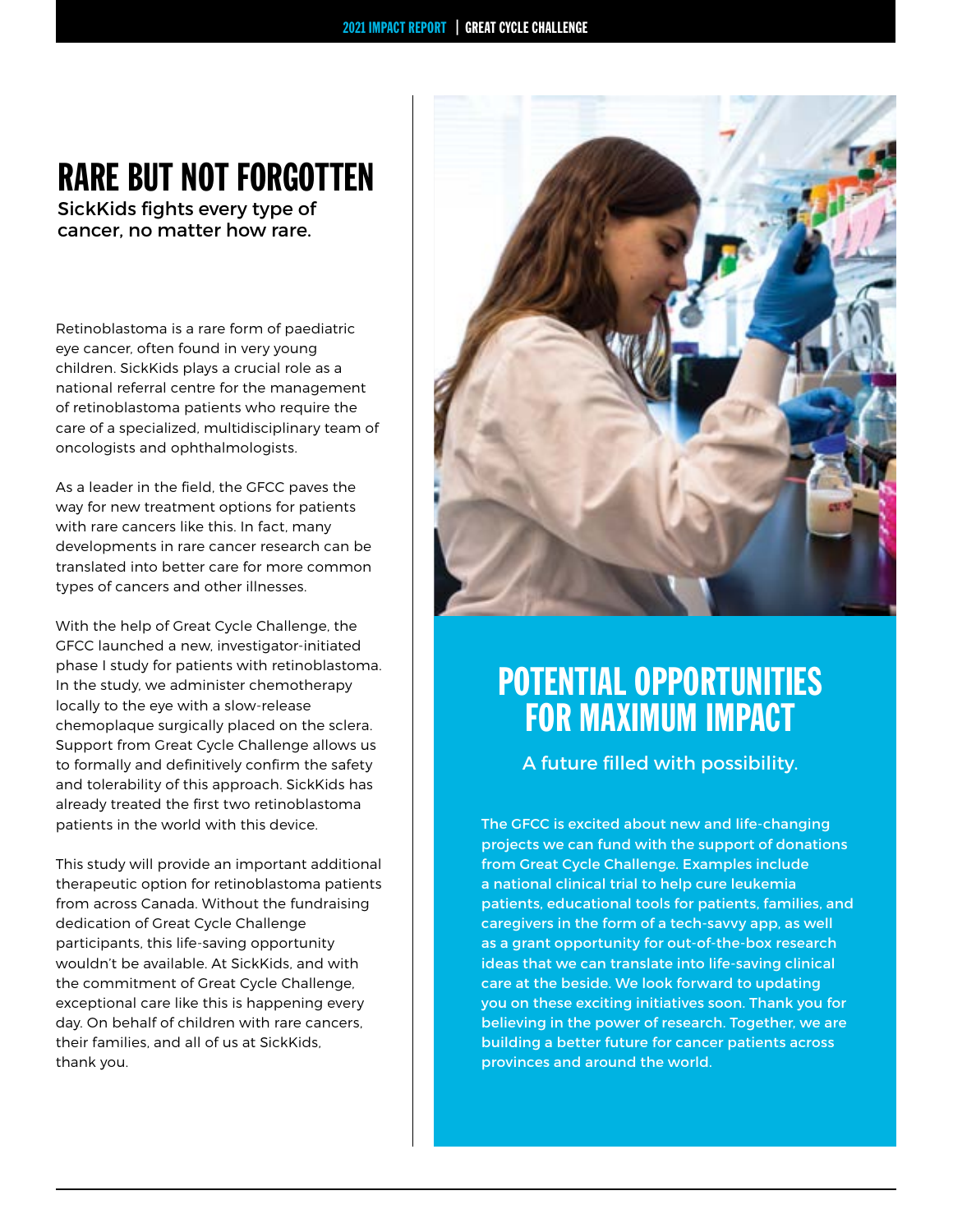# RARE BUT NOT FORGOTTEN

SickKids fights every type of cancer, no matter how rare.

Retinoblastoma is a rare form of paediatric eye cancer, often found in very young children. SickKids plays a crucial role as a national referral centre for the management of retinoblastoma patients who require the care of a specialized, multidisciplinary team of oncologists and ophthalmologists.

As a leader in the field, the GFCC paves the way for new treatment options for patients with rare cancers like this. In fact, many developments in rare cancer research can be translated into better care for more common types of cancers and other illnesses.

With the help of Great Cycle Challenge, the GFCC launched a new, investigator-initiated phase I study for patients with retinoblastoma. In the study, we administer chemotherapy locally to the eye with a slow-release chemoplaque surgically placed on the sclera. Support from Great Cycle Challenge allows us to formally and definitively confirm the safety and tolerability of this approach. SickKids has already treated the first two retinoblastoma patients in the world with this device.

This study will provide an important additional therapeutic option for retinoblastoma patients from across Canada. Without the fundraising dedication of Great Cycle Challenge participants, this life-saving opportunity wouldn't be available. At SickKids, and with the commitment of Great Cycle Challenge, exceptional care like this is happening every day. On behalf of children with rare cancers, their families, and all of us at SickKids, thank you.

# POTENTIAL OPPORTUNITIES FOR MAXIMUM IMPACT

A future filled with possibility.

The GFCC is excited about new and life-changing projects we can fund with the support of donations from Great Cycle Challenge. Examples include a national clinical trial to help cure leukemia patients, educational tools for patients, families, and caregivers in the form of a tech-savvy app, as well as a grant opportunity for out-of-the-box research ideas that we can translate into life-saving clinical care at the beside. We look forward to updating you on these exciting initiatives soon. Thank you for believing in the power of research. Together, we are building a better future for cancer patients across provinces and around the world.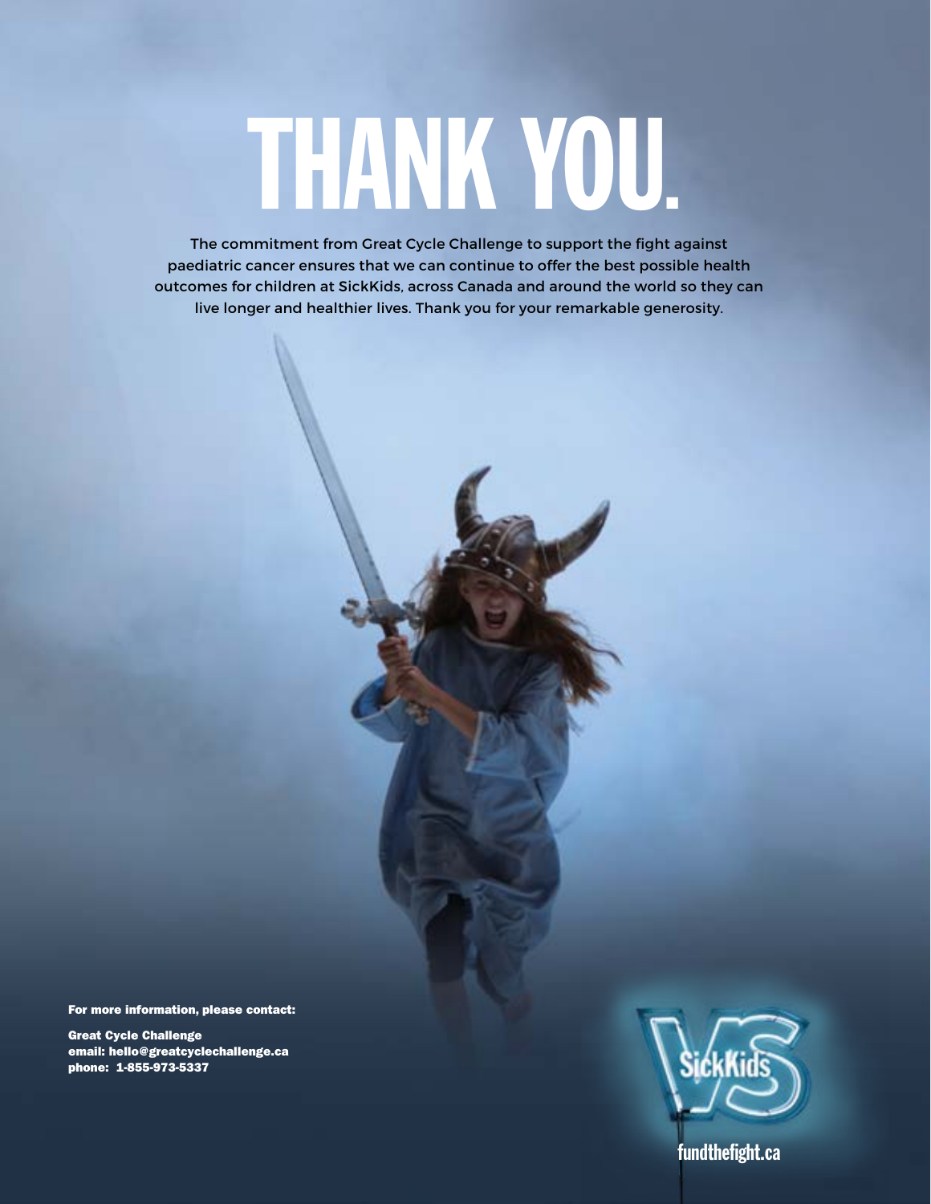# THANK YOU.

The commitment from Great Cycle Challenge to support the fight against paediatric cancer ensures that we can continue to offer the best possible health outcomes for children at SickKids, across Canada and around the world so they can live longer and healthier lives. Thank you for your remarkable generosity.

**For more information, please contact:**

**Great Cycle Challenge**
**email: hello@greatcyclechallenge.ca**
**phone: 1-855-973-5337**

SickKids

fundthefight.ca